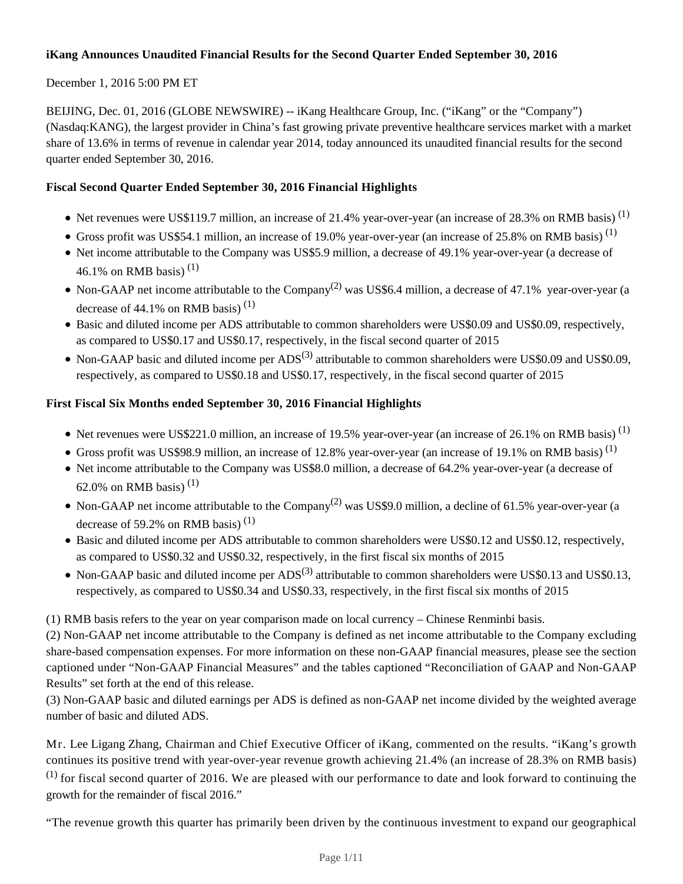**iKang Announces Unaudited Financial Results for the Second Quarter Ended September 30, 2016**

December 1, 2016 5:00 PM ET

BEIJING, Dec. 01, 2016 (GLOBE NEWSWIRE) -- iKang Healthcare Group, Inc. ("iKang" or the "Company") (Nasdaq:KANG), the largest provider in China's fast growing private preventive healthcare services market with a market share of 13.6% in terms of revenue in calendar year 2014, today announced its unaudited financial results for the second quarter ended September 30, 2016.

**Fiscal Second Quarter Ended September 30, 2016 Financial Highlights**

- Net revenues were US$119.7 million, an increase of 21.4% year-over-year (an increase of 28.3% on RMB basis) (1)
- Gross profit was US$54.1 million, an increase of 19.0% year-over-year (an increase of 25.8% on RMB basis) (1)
- Net income attributable to the Company was US$5.9 million, a decrease of 49.1% year-over-year (a decrease of 46.1% on RMB basis) (1)
- Non-GAAP net income attributable to the Company(2) was US$6.4 million, a decrease of 47.1% year-over-year (a decrease of 44.1% on RMB basis) (1)
- Basic and diluted income per ADS attributable to common shareholders were US$0.09 and US$0.09, respectively, as compared to US$0.17 and US$0.17, respectively, in the fiscal second quarter of 2015
- Non-GAAP basic and diluted income per ADS(3) attributable to common shareholders were US$0.09 and US$0.09, respectively, as compared to US$0.18 and US$0.17, respectively, in the fiscal second quarter of 2015

**First Fiscal Six Months ended September 30, 2016 Financial Highlights**

- Net revenues were US$221.0 million, an increase of 19.5% year-over-year (an increase of 26.1% on RMB basis) (1)
- Gross profit was US$98.9 million, an increase of 12.8% year-over-year (an increase of 19.1% on RMB basis) (1)
- Net income attributable to the Company was US$8.0 million, a decrease of 64.2% year-over-year (a decrease of 62.0% on RMB basis) (1)
- Non-GAAP net income attributable to the Company(2) was US$9.0 million, a decline of 61.5% year-over-year (a decrease of 59.2% on RMB basis) (1)
- Basic and diluted income per ADS attributable to common shareholders were US$0.12 and US$0.12, respectively, as compared to US$0.32 and US$0.32, respectively, in the first fiscal six months of 2015
- Non-GAAP basic and diluted income per ADS(3) attributable to common shareholders were US$0.13 and US$0.13, respectively, as compared to US$0.34 and US$0.33, respectively, in the first fiscal six months of 2015

(1) RMB basis refers to the year on year comparison made on local currency – Chinese Renminbi basis.
(2) Non-GAAP net income attributable to the Company is defined as net income attributable to the Company excluding share-based compensation expenses. For more information on these non-GAAP financial measures, please see the section captioned under "Non-GAAP Financial Measures" and the tables captioned "Reconciliation of GAAP and Non-GAAP Results" set forth at the end of this release.
(3) Non-GAAP basic and diluted earnings per ADS is defined as non-GAAP net income divided by the weighted average number of basic and diluted ADS.

Mr. Lee Ligang Zhang, Chairman and Chief Executive Officer of iKang, commented on the results. "iKang's growth continues its positive trend with year-over-year revenue growth achieving 21.4% (an increase of 28.3% on RMB basis) (1) for fiscal second quarter of 2016. We are pleased with our performance to date and look forward to continuing the growth for the remainder of fiscal 2016."

"The revenue growth this quarter has primarily been driven by the continuous investment to expand our geographical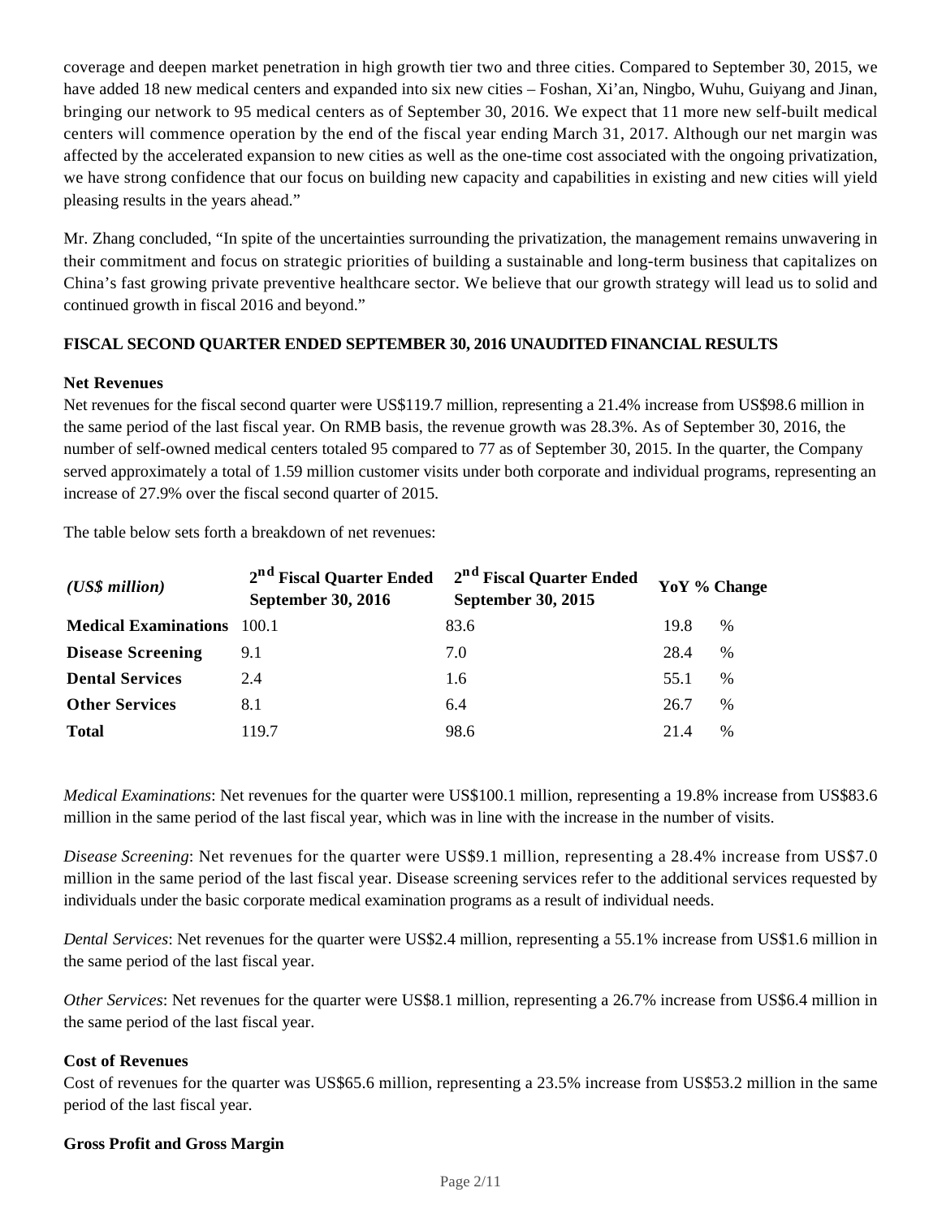coverage and deepen market penetration in high growth tier two and three cities. Compared to September 30, 2015, we have added 18 new medical centers and expanded into six new cities – Foshan, Xi'an, Ningbo, Wuhu, Guiyang and Jinan, bringing our network to 95 medical centers as of September 30, 2016. We expect that 11 more new self-built medical centers will commence operation by the end of the fiscal year ending March 31, 2017. Although our net margin was affected by the accelerated expansion to new cities as well as the one-time cost associated with the ongoing privatization, we have strong confidence that our focus on building new capacity and capabilities in existing and new cities will yield pleasing results in the years ahead."

Mr. Zhang concluded, "In spite of the uncertainties surrounding the privatization, the management remains unwavering in their commitment and focus on strategic priorities of building a sustainable and long-term business that capitalizes on China's fast growing private preventive healthcare sector. We believe that our growth strategy will lead us to solid and continued growth in fiscal 2016 and beyond."

**FISCAL SECOND QUARTER ENDED SEPTEMBER 30, 2016 UNAUDITED FINANCIAL RESULTS**

**Net Revenues**

Net revenues for the fiscal second quarter were US$119.7 million, representing a 21.4% increase from US$98.6 million in the same period of the last fiscal year. On RMB basis, the revenue growth was 28.3%. As of September 30, 2016, the number of self-owned medical centers totaled 95 compared to 77 as of September 30, 2015. In the quarter, the Company served approximately a total of 1.59 million customer visits under both corporate and individual programs, representing an increase of 27.9% over the fiscal second quarter of 2015.

The table below sets forth a breakdown of net revenues:

| *(US$ million)* | 2nd Fiscal Quarter Ended September 30, 2016 | 2nd Fiscal Quarter Ended September 30, 2015 | YoY % Change | |
|---|---|---|---|---|
| **Medical Examinations** | 100.1 | 83.6 | 19.8 | % |
| **Disease Screening** | 9.1 | 7.0 | 28.4 | % |
| **Dental Services** | 2.4 | 1.6 | 55.1 | % |
| **Other Services** | 8.1 | 6.4 | 26.7 | % |
| **Total** | 119.7 | 98.6 | 21.4 | % |

*Medical Examinations*: Net revenues for the quarter were US$100.1 million, representing a 19.8% increase from US$83.6 million in the same period of the last fiscal year, which was in line with the increase in the number of visits.

*Disease Screening*: Net revenues for the quarter were US$9.1 million, representing a 28.4% increase from US$7.0 million in the same period of the last fiscal year. Disease screening services refer to the additional services requested by individuals under the basic corporate medical examination programs as a result of individual needs.

*Dental Services*: Net revenues for the quarter were US$2.4 million, representing a 55.1% increase from US$1.6 million in the same period of the last fiscal year.

*Other Services*: Net revenues for the quarter were US$8.1 million, representing a 26.7% increase from US$6.4 million in the same period of the last fiscal year.

**Cost of Revenues**

Cost of revenues for the quarter was US$65.6 million, representing a 23.5% increase from US$53.2 million in the same period of the last fiscal year.

**Gross Profit and Gross Margin**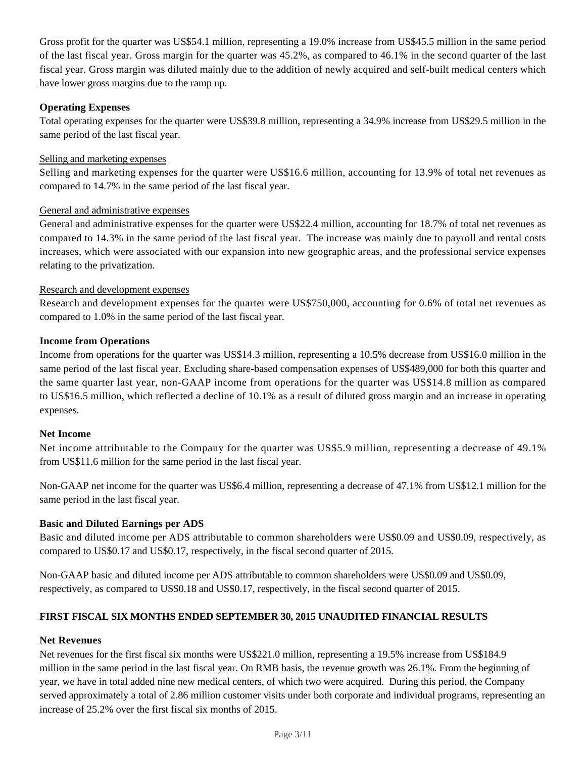Gross profit for the quarter was US$54.1 million, representing a 19.0% increase from US$45.5 million in the same period of the last fiscal year. Gross margin for the quarter was 45.2%, as compared to 46.1% in the second quarter of the last fiscal year. Gross margin was diluted mainly due to the addition of newly acquired and self-built medical centers which have lower gross margins due to the ramp up.

**Operating Expenses**

Total operating expenses for the quarter were US$39.8 million, representing a 34.9% increase from US$29.5 million in the same period of the last fiscal year.

Selling and marketing expenses

Selling and marketing expenses for the quarter were US$16.6 million, accounting for 13.9% of total net revenues as compared to 14.7% in the same period of the last fiscal year.

General and administrative expenses

General and administrative expenses for the quarter were US$22.4 million, accounting for 18.7% of total net revenues as compared to 14.3% in the same period of the last fiscal year. The increase was mainly due to payroll and rental costs increases, which were associated with our expansion into new geographic areas, and the professional service expenses relating to the privatization.

Research and development expenses

Research and development expenses for the quarter were US$750,000, accounting for 0.6% of total net revenues as compared to 1.0% in the same period of the last fiscal year.

**Income from Operations**

Income from operations for the quarter was US$14.3 million, representing a 10.5% decrease from US$16.0 million in the same period of the last fiscal year. Excluding share-based compensation expenses of US$489,000 for both this quarter and the same quarter last year, non-GAAP income from operations for the quarter was US$14.8 million as compared to US$16.5 million, which reflected a decline of 10.1% as a result of diluted gross margin and an increase in operating expenses.

**Net Income**

Net income attributable to the Company for the quarter was US$5.9 million, representing a decrease of 49.1% from US$11.6 million for the same period in the last fiscal year.

Non-GAAP net income for the quarter was US$6.4 million, representing a decrease of 47.1% from US$12.1 million for the same period in the last fiscal year.

**Basic and Diluted Earnings per ADS**

Basic and diluted income per ADS attributable to common shareholders were US$0.09 and US$0.09, respectively, as compared to US$0.17 and US$0.17, respectively, in the fiscal second quarter of 2015.

Non-GAAP basic and diluted income per ADS attributable to common shareholders were US$0.09 and US$0.09, respectively, as compared to US$0.18 and US$0.17, respectively, in the fiscal second quarter of 2015.

**FIRST FISCAL SIX MONTHS ENDED SEPTEMBER 30, 2015 UNAUDITED FINANCIAL RESULTS**

**Net Revenues**

Net revenues for the first fiscal six months were US$221.0 million, representing a 19.5% increase from US$184.9 million in the same period in the last fiscal year. On RMB basis, the revenue growth was 26.1%. From the beginning of year, we have in total added nine new medical centers, of which two were acquired. During this period, the Company served approximately a total of 2.86 million customer visits under both corporate and individual programs, representing an increase of 25.2% over the first fiscal six months of 2015.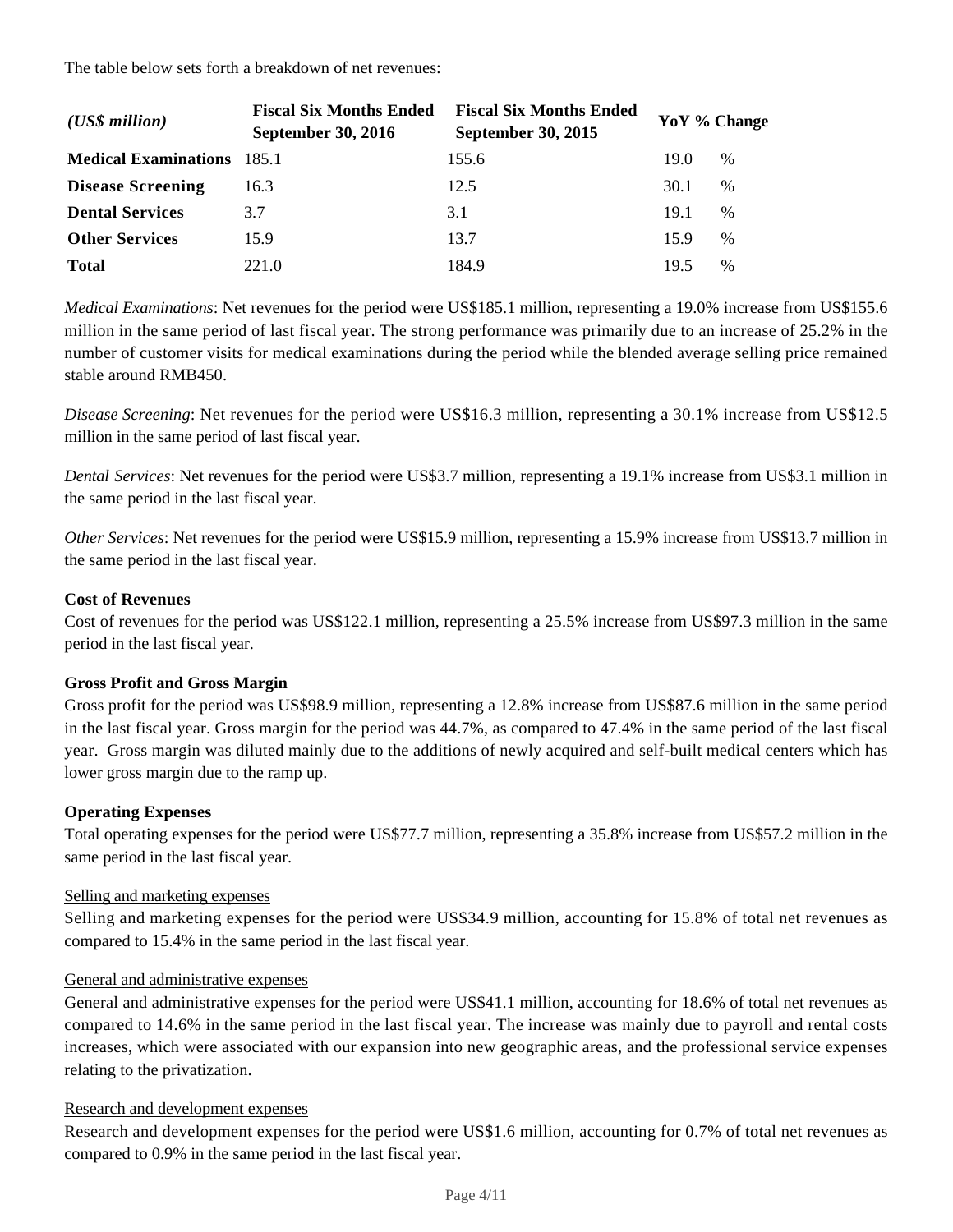The table below sets forth a breakdown of net revenues:

| *(US$ million)* | Fiscal Six Months Ended September 30, 2016 | Fiscal Six Months Ended September 30, 2015 | YoY % Change |
|---|---|---|---|
| **Medical Examinations** | 185.1 | 155.6 | 19.0 % |
| **Disease Screening** | 16.3 | 12.5 | 30.1 % |
| **Dental Services** | 3.7 | 3.1 | 19.1 % |
| **Other Services** | 15.9 | 13.7 | 15.9 % |
| **Total** | 221.0 | 184.9 | 19.5 % |

*Medical Examinations*: Net revenues for the period were US$185.1 million, representing a 19.0% increase from US$155.6 million in the same period of last fiscal year. The strong performance was primarily due to an increase of 25.2% in the number of customer visits for medical examinations during the period while the blended average selling price remained stable around RMB450.

*Disease Screening*: Net revenues for the period were US$16.3 million, representing a 30.1% increase from US$12.5 million in the same period of last fiscal year.

*Dental Services*: Net revenues for the period were US$3.7 million, representing a 19.1% increase from US$3.1 million in the same period in the last fiscal year.

*Other Services*: Net revenues for the period were US$15.9 million, representing a 15.9% increase from US$13.7 million in the same period in the last fiscal year.

**Cost of Revenues**

Cost of revenues for the period was US$122.1 million, representing a 25.5% increase from US$97.3 million in the same period in the last fiscal year.

**Gross Profit and Gross Margin**

Gross profit for the period was US$98.9 million, representing a 12.8% increase from US$87.6 million in the same period in the last fiscal year. Gross margin for the period was 44.7%, as compared to 47.4% in the same period of the last fiscal year. Gross margin was diluted mainly due to the additions of newly acquired and self-built medical centers which has lower gross margin due to the ramp up.

**Operating Expenses**

Total operating expenses for the period were US$77.7 million, representing a 35.8% increase from US$57.2 million in the same period in the last fiscal year.

Selling and marketing expenses

Selling and marketing expenses for the period were US$34.9 million, accounting for 15.8% of total net revenues as compared to 15.4% in the same period in the last fiscal year.

General and administrative expenses

General and administrative expenses for the period were US$41.1 million, accounting for 18.6% of total net revenues as compared to 14.6% in the same period in the last fiscal year. The increase was mainly due to payroll and rental costs increases, which were associated with our expansion into new geographic areas, and the professional service expenses relating to the privatization.

Research and development expenses

Research and development expenses for the period were US$1.6 million, accounting for 0.7% of total net revenues as compared to 0.9% in the same period in the last fiscal year.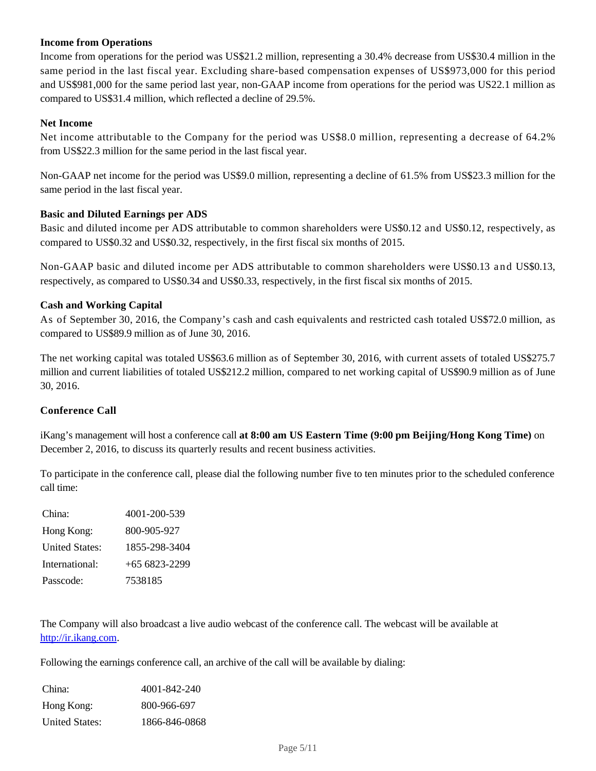**Income from Operations**

Income from operations for the period was US$21.2 million, representing a 30.4% decrease from US$30.4 million in the same period in the last fiscal year. Excluding share-based compensation expenses of US$973,000 for this period and US$981,000 for the same period last year, non-GAAP income from operations for the period was US22.1 million as compared to US$31.4 million, which reflected a decline of 29.5%.

**Net Income**

Net income attributable to the Company for the period was US$8.0 million, representing a decrease of 64.2% from US$22.3 million for the same period in the last fiscal year.

Non-GAAP net income for the period was US$9.0 million, representing a decline of 61.5% from US$23.3 million for the same period in the last fiscal year.

**Basic and Diluted Earnings per ADS**

Basic and diluted income per ADS attributable to common shareholders were US$0.12 and US$0.12, respectively, as compared to US$0.32 and US$0.32, respectively, in the first fiscal six months of 2015.

Non-GAAP basic and diluted income per ADS attributable to common shareholders were US$0.13 and US$0.13, respectively, as compared to US$0.34 and US$0.33, respectively, in the first fiscal six months of 2015.

**Cash and Working Capital**

As of September 30, 2016, the Company's cash and cash equivalents and restricted cash totaled US$72.0 million, as compared to US$89.9 million as of June 30, 2016.

The net working capital was totaled US$63.6 million as of September 30, 2016, with current assets of totaled US$275.7 million and current liabilities of totaled US$212.2 million, compared to net working capital of US$90.9 million as of June 30, 2016.

**Conference Call**

iKang's management will host a conference call **at 8:00 am US Eastern Time (9:00 pm Beijing/Hong Kong Time)** on December 2, 2016, to discuss its quarterly results and recent business activities.

To participate in the conference call, please dial the following number five to ten minutes prior to the scheduled conference call time:

| | |
|---|---|
| China: | 4001-200-539 |
| Hong Kong: | 800-905-927 |
| United States: | 1855-298-3404 |
| International: | +65 6823-2299 |
| Passcode: | 7538185 |

The Company will also broadcast a live audio webcast of the conference call. The webcast will be available at http://ir.ikang.com.

Following the earnings conference call, an archive of the call will be available by dialing:

| | |
|---|---|
| China: | 4001-842-240 |
| Hong Kong: | 800-966-697 |
| United States: | 1866-846-0868 |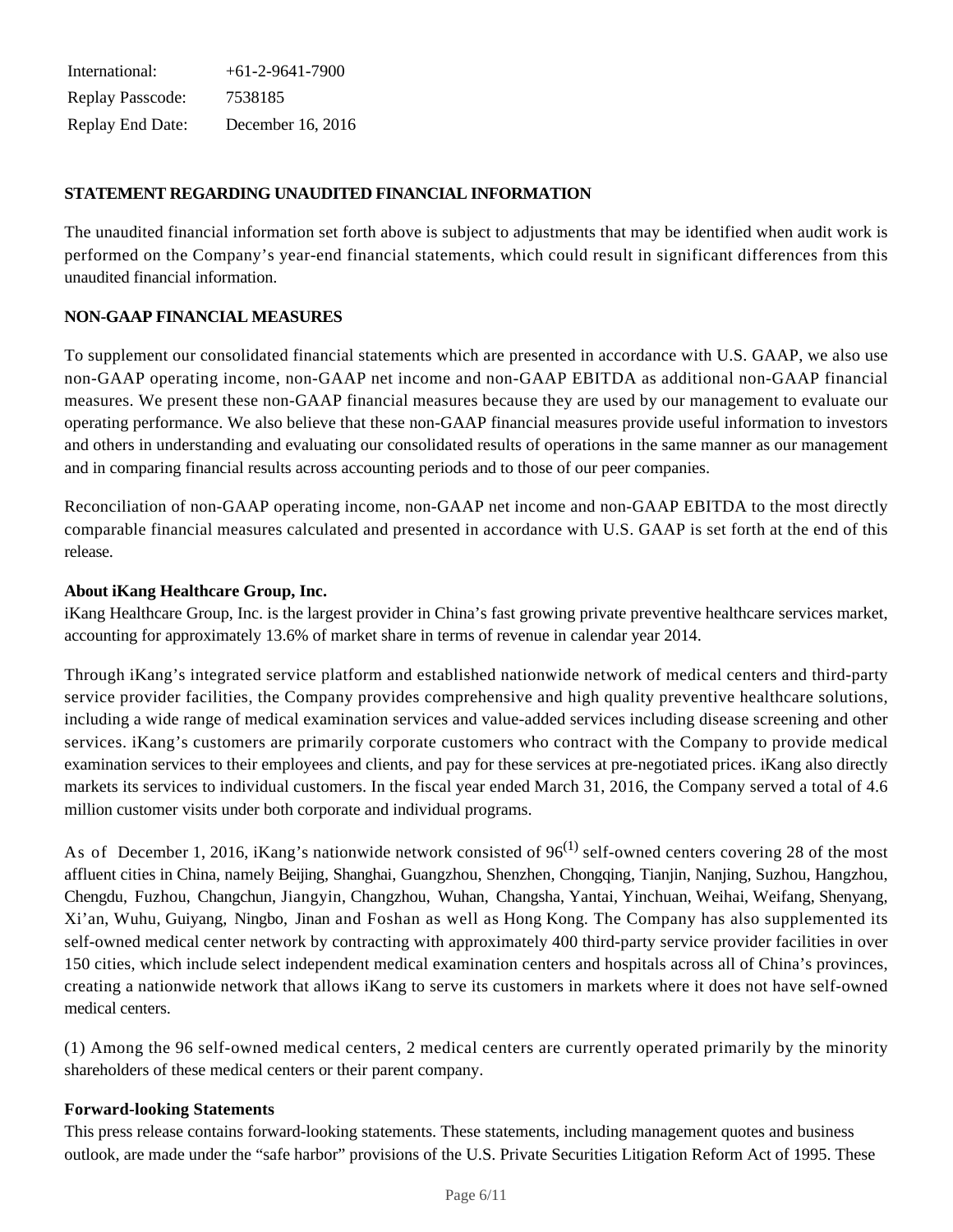| International: | +61-2-9641-7900 |
| --- | --- |
| Replay Passcode: | 7538185 |
| Replay End Date: | December 16, 2016 |

**STATEMENT REGARDING UNAUDITED FINANCIAL INFORMATION**

The unaudited financial information set forth above is subject to adjustments that may be identified when audit work is performed on the Company's year-end financial statements, which could result in significant differences from this unaudited financial information.

**NON-GAAP FINANCIAL MEASURES**

To supplement our consolidated financial statements which are presented in accordance with U.S. GAAP, we also use non-GAAP operating income, non-GAAP net income and non-GAAP EBITDA as additional non-GAAP financial measures. We present these non-GAAP financial measures because they are used by our management to evaluate our operating performance. We also believe that these non-GAAP financial measures provide useful information to investors and others in understanding and evaluating our consolidated results of operations in the same manner as our management and in comparing financial results across accounting periods and to those of our peer companies.

Reconciliation of non-GAAP operating income, non-GAAP net income and non-GAAP EBITDA to the most directly comparable financial measures calculated and presented in accordance with U.S. GAAP is set forth at the end of this release.

**About iKang Healthcare Group, Inc.**

iKang Healthcare Group, Inc. is the largest provider in China's fast growing private preventive healthcare services market, accounting for approximately 13.6% of market share in terms of revenue in calendar year 2014.

Through iKang's integrated service platform and established nationwide network of medical centers and third-party service provider facilities, the Company provides comprehensive and high quality preventive healthcare solutions, including a wide range of medical examination services and value-added services including disease screening and other services. iKang's customers are primarily corporate customers who contract with the Company to provide medical examination services to their employees and clients, and pay for these services at pre-negotiated prices. iKang also directly markets its services to individual customers. In the fiscal year ended March 31, 2016, the Company served a total of 4.6 million customer visits under both corporate and individual programs.

As of December 1, 2016, iKang's nationwide network consisted of 96[(1)] self-owned centers covering 28 of the most affluent cities in China, namely Beijing, Shanghai, Guangzhou, Shenzhen, Chongqing, Tianjin, Nanjing, Suzhou, Hangzhou, Chengdu, Fuzhou, Changchun, Jiangyin, Changzhou, Wuhan, Changsha, Yantai, Yinchuan, Weihai, Weifang, Shenyang, Xi'an, Wuhu, Guiyang, Ningbo, Jinan and Foshan as well as Hong Kong. The Company has also supplemented its self-owned medical center network by contracting with approximately 400 third-party service provider facilities in over 150 cities, which include select independent medical examination centers and hospitals across all of China's provinces, creating a nationwide network that allows iKang to serve its customers in markets where it does not have self-owned medical centers.

(1) Among the 96 self-owned medical centers, 2 medical centers are currently operated primarily by the minority shareholders of these medical centers or their parent company.

**Forward-looking Statements**

This press release contains forward-looking statements. These statements, including management quotes and business outlook, are made under the "safe harbor" provisions of the U.S. Private Securities Litigation Reform Act of 1995. These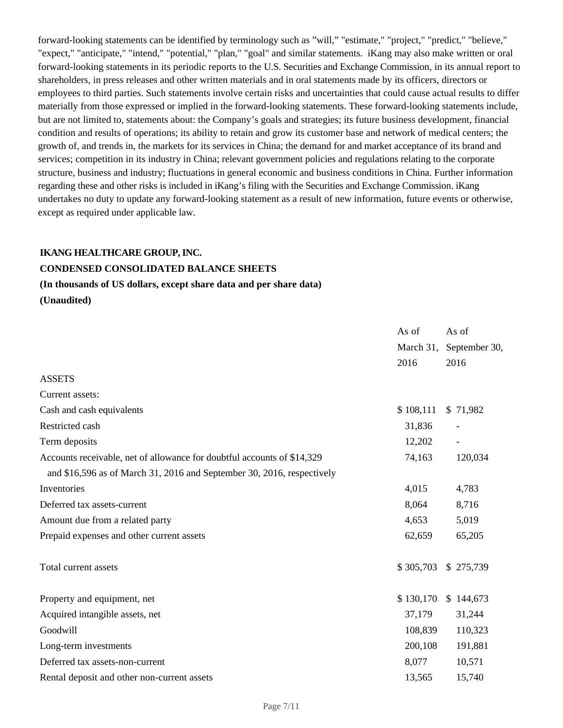forward-looking statements can be identified by terminology such as "will," "estimate," "project," "predict," "believe," "expect," "anticipate," "intend," "potential," "plan," "goal" and similar statements. iKang may also make written or oral forward-looking statements in its periodic reports to the U.S. Securities and Exchange Commission, in its annual report to shareholders, in press releases and other written materials and in oral statements made by its officers, directors or employees to third parties. Such statements involve certain risks and uncertainties that could cause actual results to differ materially from those expressed or implied in the forward-looking statements. These forward-looking statements include, but are not limited to, statements about: the Company's goals and strategies; its future business development, financial condition and results of operations; its ability to retain and grow its customer base and network of medical centers; the growth of, and trends in, the markets for its services in China; the demand for and market acceptance of its brand and services; competition in its industry in China; relevant government policies and regulations relating to the corporate structure, business and industry; fluctuations in general economic and business conditions in China. Further information regarding these and other risks is included in iKang's filing with the Securities and Exchange Commission. iKang undertakes no duty to update any forward-looking statement as a result of new information, future events or otherwise, except as required under applicable law.

**IKANG HEALTHCARE GROUP, INC.**

**CONDENSED CONSOLIDATED BALANCE SHEETS**

**(In thousands of US dollars, except share data and per share data)**

**(Unaudited)**

| | As of March 31, 2016 | As of September 30, 2016 |
|---|---|---|
| ASSETS | | |
| Current assets: | | |
| Cash and cash equivalents | $ 108,111 | $ 71,982 |
| Restricted cash | 31,836 | - |
| Term deposits | 12,202 | - |
| Accounts receivable, net of allowance for doubtful accounts of $14,329 and $16,596 as of March 31, 2016 and September 30, 2016, respectively | 74,163 | 120,034 |
| Inventories | 4,015 | 4,783 |
| Deferred tax assets-current | 8,064 | 8,716 |
| Amount due from a related party | 4,653 | 5,019 |
| Prepaid expenses and other current assets | 62,659 | 65,205 |
| Total current assets | $ 305,703 | $ 275,739 |
| Property and equipment, net | $ 130,170 | $ 144,673 |
| Acquired intangible assets, net | 37,179 | 31,244 |
| Goodwill | 108,839 | 110,323 |
| Long-term investments | 200,108 | 191,881 |
| Deferred tax assets-non-current | 8,077 | 10,571 |
| Rental deposit and other non-current assets | 13,565 | 15,740 |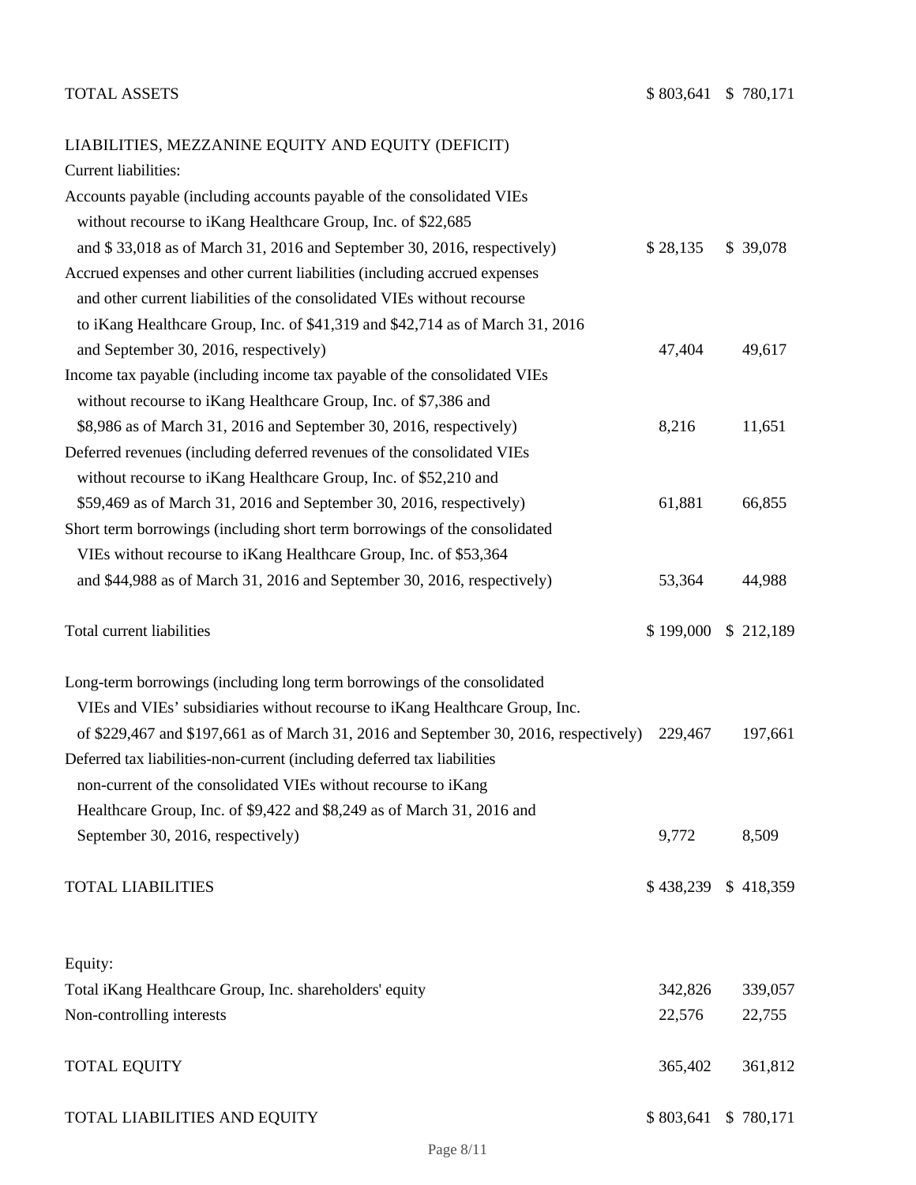| | | |
|---|---|---|
| TOTAL ASSETS | $ 803,641 | $ 780,171 |
| | | |
| LIABILITIES, MEZZANINE EQUITY AND EQUITY (DEFICIT) | | |
| Current liabilities: | | |
| Accounts payable (including accounts payable of the consolidated VIEs without recourse to iKang Healthcare Group, Inc. of $22,685 and $ 33,018 as of March 31, 2016 and September 30, 2016, respectively) | $ 28,135 | $ 39,078 |
| Accrued expenses and other current liabilities (including accrued expenses and other current liabilities of the consolidated VIEs without recourse to iKang Healthcare Group, Inc. of $41,319 and $42,714 as of March 31, 2016 and September 30, 2016, respectively) | 47,404 | 49,617 |
| Income tax payable (including income tax payable of the consolidated VIEs without recourse to iKang Healthcare Group, Inc. of $7,386 and $8,986 as of March 31, 2016 and September 30, 2016, respectively) | 8,216 | 11,651 |
| Deferred revenues (including deferred revenues of the consolidated VIEs without recourse to iKang Healthcare Group, Inc. of $52,210 and $59,469 as of March 31, 2016 and September 30, 2016, respectively) | 61,881 | 66,855 |
| Short term borrowings (including short term borrowings of the consolidated VIEs without recourse to iKang Healthcare Group, Inc. of $53,364 and $44,988 as of March 31, 2016 and September 30, 2016, respectively) | 53,364 | 44,988 |
| | | |
| Total current liabilities | $ 199,000 | $ 212,189 |
| | | |
| Long-term borrowings (including long term borrowings of the consolidated VIEs and VIEs' subsidiaries without recourse to iKang Healthcare Group, Inc. of $229,467 and $197,661 as of March 31, 2016 and September 30, 2016, respectively) | 229,467 | 197,661 |
| Deferred tax liabilities-non-current (including deferred tax liabilities non-current of the consolidated VIEs without recourse to iKang Healthcare Group, Inc. of $9,422 and $8,249 as of March 31, 2016 and September 30, 2016, respectively) | 9,772 | 8,509 |
| | | |
| TOTAL LIABILITIES | $ 438,239 | $ 418,359 |
| | | |
| Equity: | | |
| Total iKang Healthcare Group, Inc. shareholders' equity | 342,826 | 339,057 |
| Non-controlling interests | 22,576 | 22,755 |
| | | |
| TOTAL EQUITY | 365,402 | 361,812 |
| | | |
| TOTAL LIABILITIES AND EQUITY | $ 803,641 | $ 780,171 |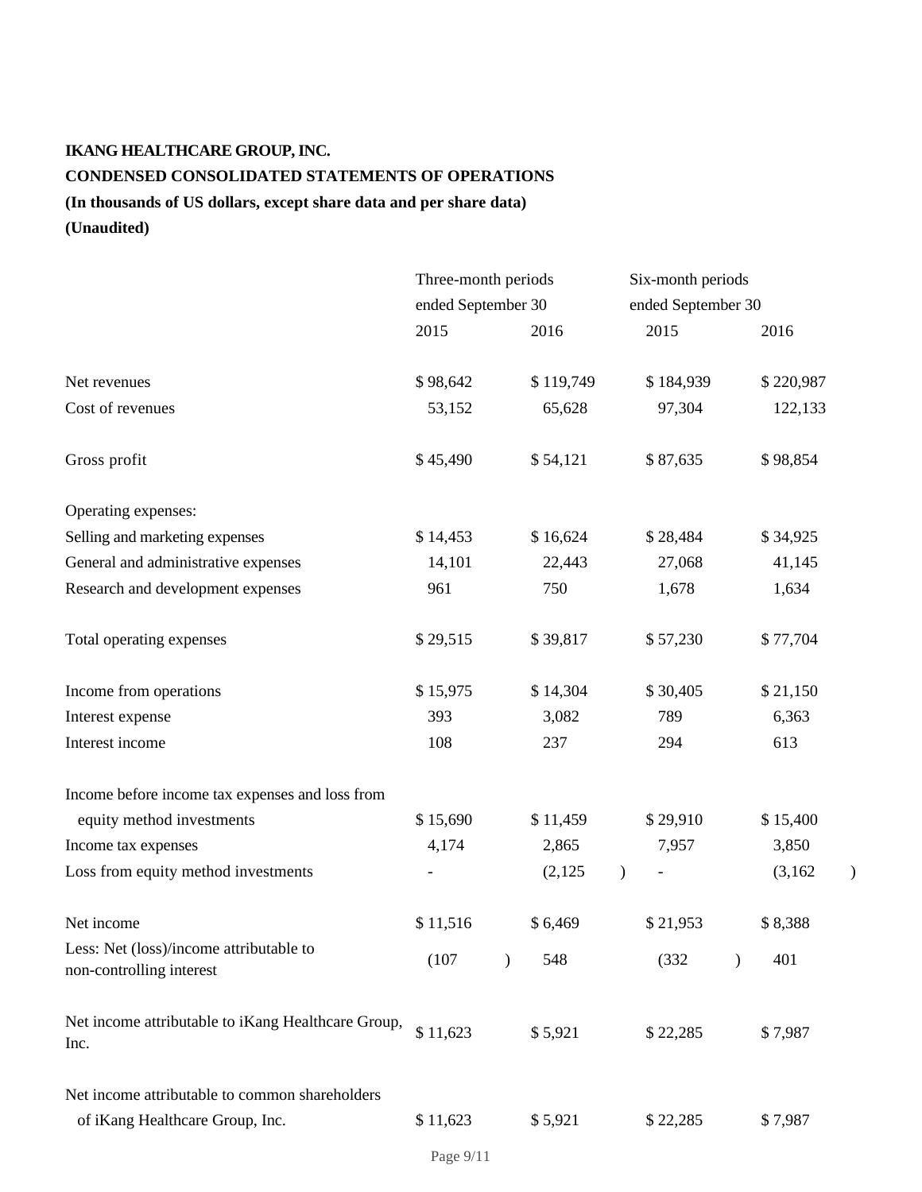**IKANG HEALTHCARE GROUP, INC.**

**CONDENSED CONSOLIDATED STATEMENTS OF OPERATIONS**

**(In thousands of US dollars, except share data and per share data)**

**(Unaudited)**

| | Three-month periods ended September 30 | | Six-month periods ended September 30 | |
|---|---|---|---|---|
| | 2015 | 2016 | 2015 | 2016 |
| Net revenues | $ 98,642 | $ 119,749 | $ 184,939 | $ 220,987 |
| Cost of revenues | 53,152 | 65,628 | 97,304 | 122,133 |
| Gross profit | $ 45,490 | $ 54,121 | $ 87,635 | $ 98,854 |
| Operating expenses: | | | | |
| Selling and marketing expenses | $ 14,453 | $ 16,624 | $ 28,484 | $ 34,925 |
| General and administrative expenses | 14,101 | 22,443 | 27,068 | 41,145 |
| Research and development expenses | 961 | 750 | 1,678 | 1,634 |
| Total operating expenses | $ 29,515 | $ 39,817 | $ 57,230 | $ 77,704 |
| Income from operations | $ 15,975 | $ 14,304 | $ 30,405 | $ 21,150 |
| Interest expense | 393 | 3,082 | 789 | 6,363 |
| Interest income | 108 | 237 | 294 | 613 |
| Income before income tax expenses and loss from equity method investments | $ 15,690 | $ 11,459 | $ 29,910 | $ 15,400 |
| Income tax expenses | 4,174 | 2,865 | 7,957 | 3,850 |
| Loss from equity method investments | - | (2,125) | - | (3,162) |
| Net income | $ 11,516 | $ 6,469 | $ 21,953 | $ 8,388 |
| Less: Net (loss)/income attributable to non-controlling interest | (107) | 548 | (332) | 401 |
| Net income attributable to iKang Healthcare Group, Inc. | $ 11,623 | $ 5,921 | $ 22,285 | $ 7,987 |
| Net income attributable to common shareholders of iKang Healthcare Group, Inc. | $ 11,623 | $ 5,921 | $ 22,285 | $ 7,987 |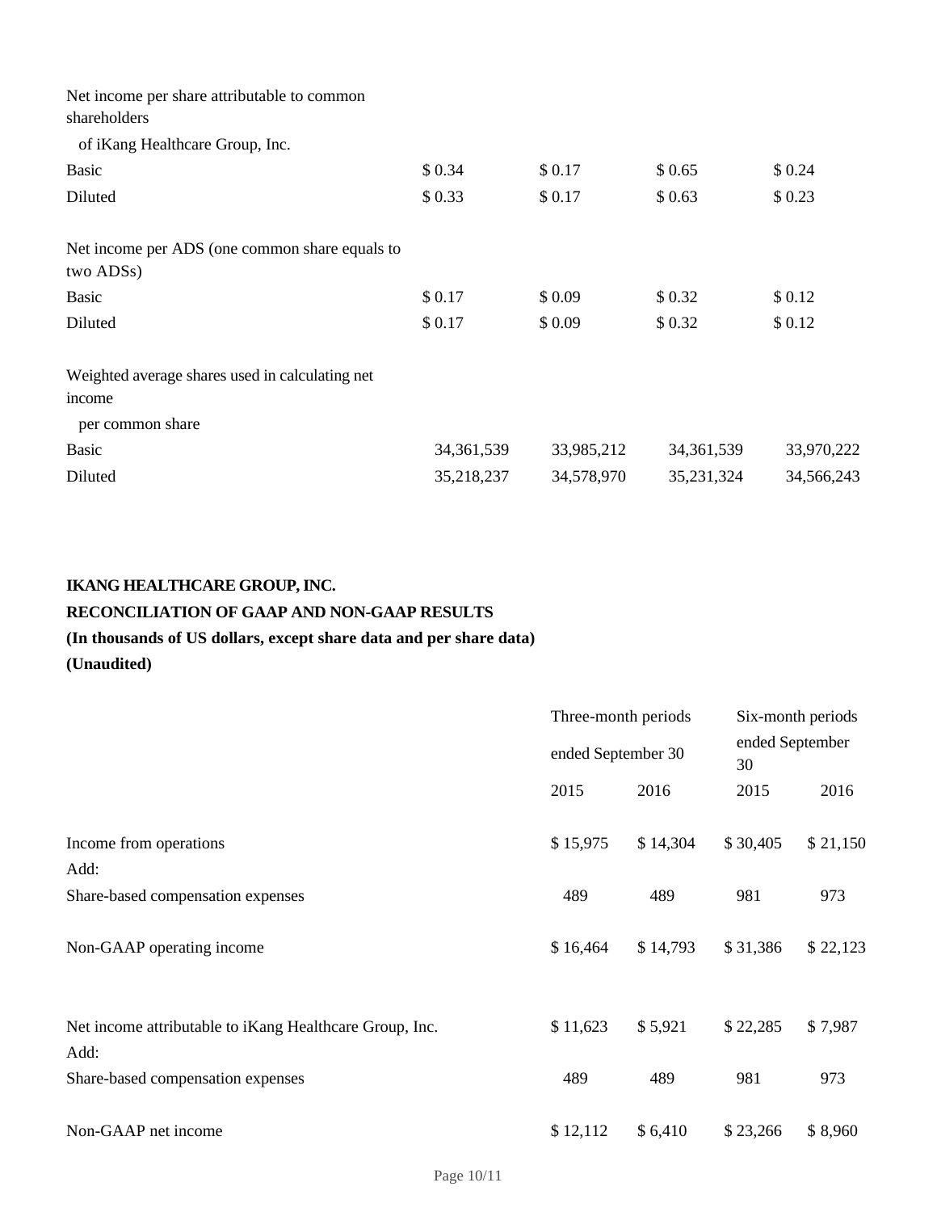| | | | | |
|---|---|---|---|---|
| Net income per share attributable to common shareholders of iKang Healthcare Group, Inc. | | | | |
| Basic | $ 0.34 | $ 0.17 | $ 0.65 | $ 0.24 |
| Diluted | $ 0.33 | $ 0.17 | $ 0.63 | $ 0.23 |
| | | | | |
| Net income per ADS (one common share equals to two ADSs) | | | | |
| Basic | $ 0.17 | $ 0.09 | $ 0.32 | $ 0.12 |
| Diluted | $ 0.17 | $ 0.09 | $ 0.32 | $ 0.12 |
| | | | | |
| Weighted average shares used in calculating net income per common share | | | | |
| Basic | 34,361,539 | 33,985,212 | 34,361,539 | 33,970,222 |
| Diluted | 35,218,237 | 34,578,970 | 35,231,324 | 34,566,243 |

**IKANG HEALTHCARE GROUP, INC.**
**RECONCILIATION OF GAAP AND NON-GAAP RESULTS**
**(In thousands of US dollars, except share data and per share data)**
**(Unaudited)**

| | Three-month periods ended September 30 | | Six-month periods ended September 30 | |
|---|---|---|---|---|
| | 2015 | 2016 | 2015 | 2016 |
| Income from operations | $ 15,975 | $ 14,304 | $ 30,405 | $ 21,150 |
| Add: | | | | |
| Share-based compensation expenses | 489 | 489 | 981 | 973 |
| Non-GAAP operating income | $ 16,464 | $ 14,793 | $ 31,386 | $ 22,123 |
| | | | | |
| Net income attributable to iKang Healthcare Group, Inc. | $ 11,623 | $ 5,921 | $ 22,285 | $ 7,987 |
| Add: | | | | |
| Share-based compensation expenses | 489 | 489 | 981 | 973 |
| Non-GAAP net income | $ 12,112 | $ 6,410 | $ 23,266 | $ 8,960 |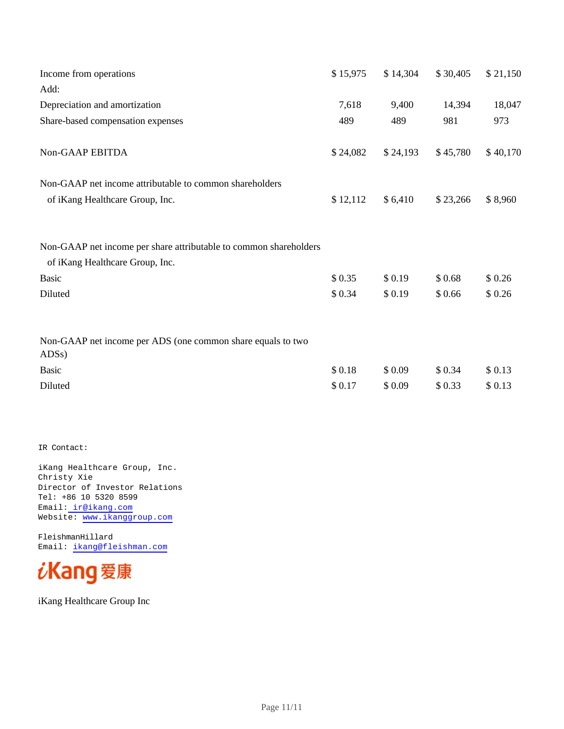| | | | | |
|---|---|---|---|---|
| Income from operations | $ 15,975 | $ 14,304 | $ 30,405 | $ 21,150 |
| Add: | | | | |
| Depreciation and amortization | 7,618 | 9,400 | 14,394 | 18,047 |
| Share-based compensation expenses | 489 | 489 | 981 | 973 |
| Non-GAAP EBITDA | $ 24,082 | $ 24,193 | $ 45,780 | $ 40,170 |
| Non-GAAP net income attributable to common shareholders of iKang Healthcare Group, Inc. | $ 12,112 | $ 6,410 | $ 23,266 | $ 8,960 |
| Non-GAAP net income per share attributable to common shareholders of iKang Healthcare Group, Inc. | | | | |
| Basic | $ 0.35 | $ 0.19 | $ 0.68 | $ 0.26 |
| Diluted | $ 0.34 | $ 0.19 | $ 0.66 | $ 0.26 |
| Non-GAAP net income per ADS (one common share equals to two ADSs) | | | | |
| Basic | $ 0.18 | $ 0.09 | $ 0.34 | $ 0.13 |
| Diluted | $ 0.17 | $ 0.09 | $ 0.33 | $ 0.13 |

IR Contact:

iKang Healthcare Group, Inc.
Christy Xie
Director of Investor Relations
Tel: +86 10 5320 8599
Email: ir@ikang.com
Website: www.ikanggroup.com

FleishmanHillard
Email: ikang@fleishman.com

iKang 爱康

iKang Healthcare Group Inc